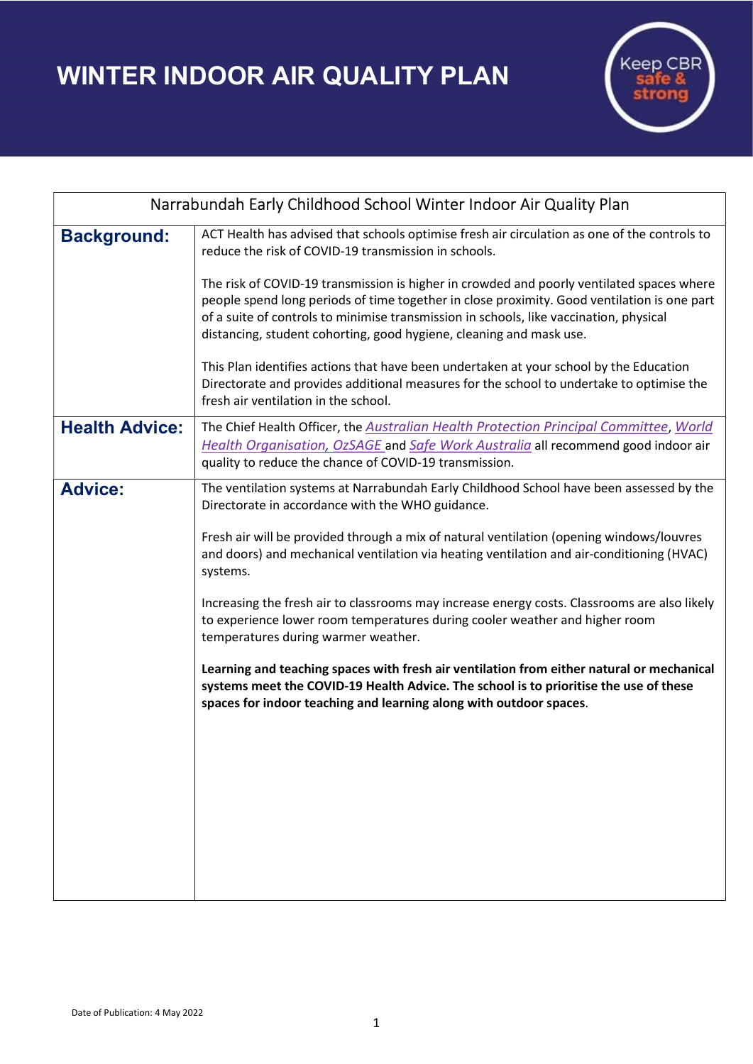# WINTER INDOOR AIR QUALITY PLAN

Keep CBR safe & strong

| Narrabundah Early Childhood School Winter Indoor Air Quality Plan | |
|---|---|
| **Background:** | ACT Health has advised that schools optimise fresh air circulation as one of the controls to reduce the risk of COVID-19 transmission in schools.<br><br>The risk of COVID-19 transmission is higher in crowded and poorly ventilated spaces where people spend long periods of time together in close proximity. Good ventilation is one part of a suite of controls to minimise transmission in schools, like vaccination, physical distancing, student cohorting, good hygiene, cleaning and mask use.<br><br>This Plan identifies actions that have been undertaken at your school by the Education Directorate and provides additional measures for the school to undertake to optimise the fresh air ventilation in the school. |
| **Health Advice:** | The Chief Health Officer, the *Australian Health Protection Principal Committee*, *World Health Organisation*, *OzSAGE* and *Safe Work Australia* all recommend good indoor air quality to reduce the chance of COVID-19 transmission. |
| **Advice:** | The ventilation systems at Narrabundah Early Childhood School have been assessed by the Directorate in accordance with the WHO guidance.<br><br>Fresh air will be provided through a mix of natural ventilation (opening windows/louvres and doors) and mechanical ventilation via heating ventilation and air-conditioning (HVAC) systems.<br><br>Increasing the fresh air to classrooms may increase energy costs. Classrooms are also likely to experience lower room temperatures during cooler weather and higher room temperatures during warmer weather.<br><br>**Learning and teaching spaces with fresh air ventilation from either natural or mechanical systems meet the COVID-19 Health Advice. The school is to prioritise the use of these spaces for indoor teaching and learning along with outdoor spaces**. |

Date of Publication: 4 May 2022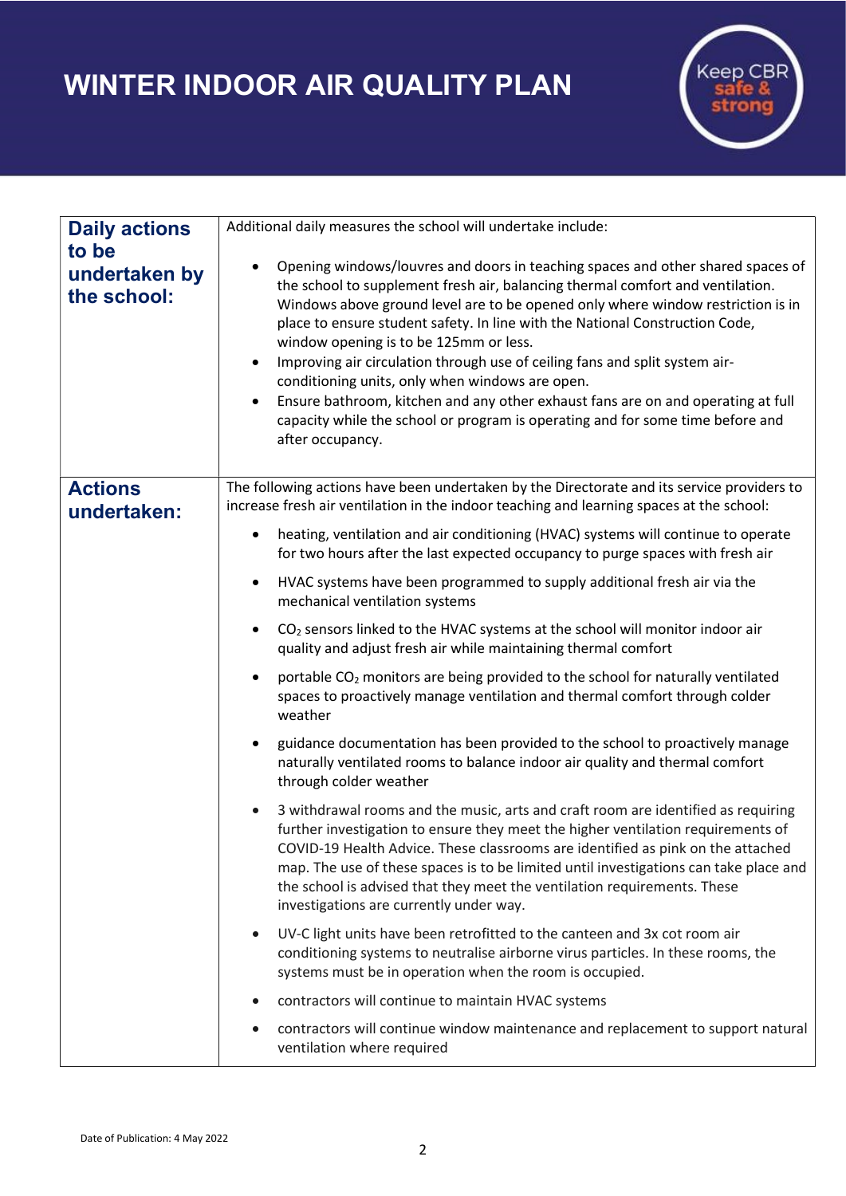# WINTER INDOOR AIR QUALITY PLAN

Keep CBR safe & strong

| **Daily actions to be undertaken by the school:** | Additional daily measures the school will undertake include:<br><br>• Opening windows/louvres and doors in teaching spaces and other shared spaces of the school to supplement fresh air, balancing thermal comfort and ventilation. Windows above ground level are to be opened only where window restriction is in place to ensure student safety. In line with the National Construction Code, window opening is to be 125mm or less.<br>• Improving air circulation through use of ceiling fans and split system air-conditioning units, only when windows are open.<br>• Ensure bathroom, kitchen and any other exhaust fans are on and operating at full capacity while the school or program is operating and for some time before and after occupancy. |
|---|---|
| **Actions undertaken:** | The following actions have been undertaken by the Directorate and its service providers to increase fresh air ventilation in the indoor teaching and learning spaces at the school:<br><br>• heating, ventilation and air conditioning (HVAC) systems will continue to operate for two hours after the last expected occupancy to purge spaces with fresh air<br>• HVAC systems have been programmed to supply additional fresh air via the mechanical ventilation systems<br>• $CO_2$ sensors linked to the HVAC systems at the school will monitor indoor air quality and adjust fresh air while maintaining thermal comfort<br>• portable $CO_2$ monitors are being provided to the school for naturally ventilated spaces to proactively manage ventilation and thermal comfort through colder weather<br>• guidance documentation has been provided to the school to proactively manage naturally ventilated rooms to balance indoor air quality and thermal comfort through colder weather<br>• 3 withdrawal rooms and the music, arts and craft room are identified as requiring further investigation to ensure they meet the higher ventilation requirements of COVID-19 Health Advice. These classrooms are identified as pink on the attached map. The use of these spaces is to be limited until investigations can take place and the school is advised that they meet the ventilation requirements. These investigations are currently under way.<br>• UV-C light units have been retrofitted to the canteen and 3x cot room air conditioning systems to neutralise airborne virus particles. In these rooms, the systems must be in operation when the room is occupied.<br>• contractors will continue to maintain HVAC systems<br>• contractors will continue window maintenance and replacement to support natural ventilation where required |

Date of Publication: 4 May 2022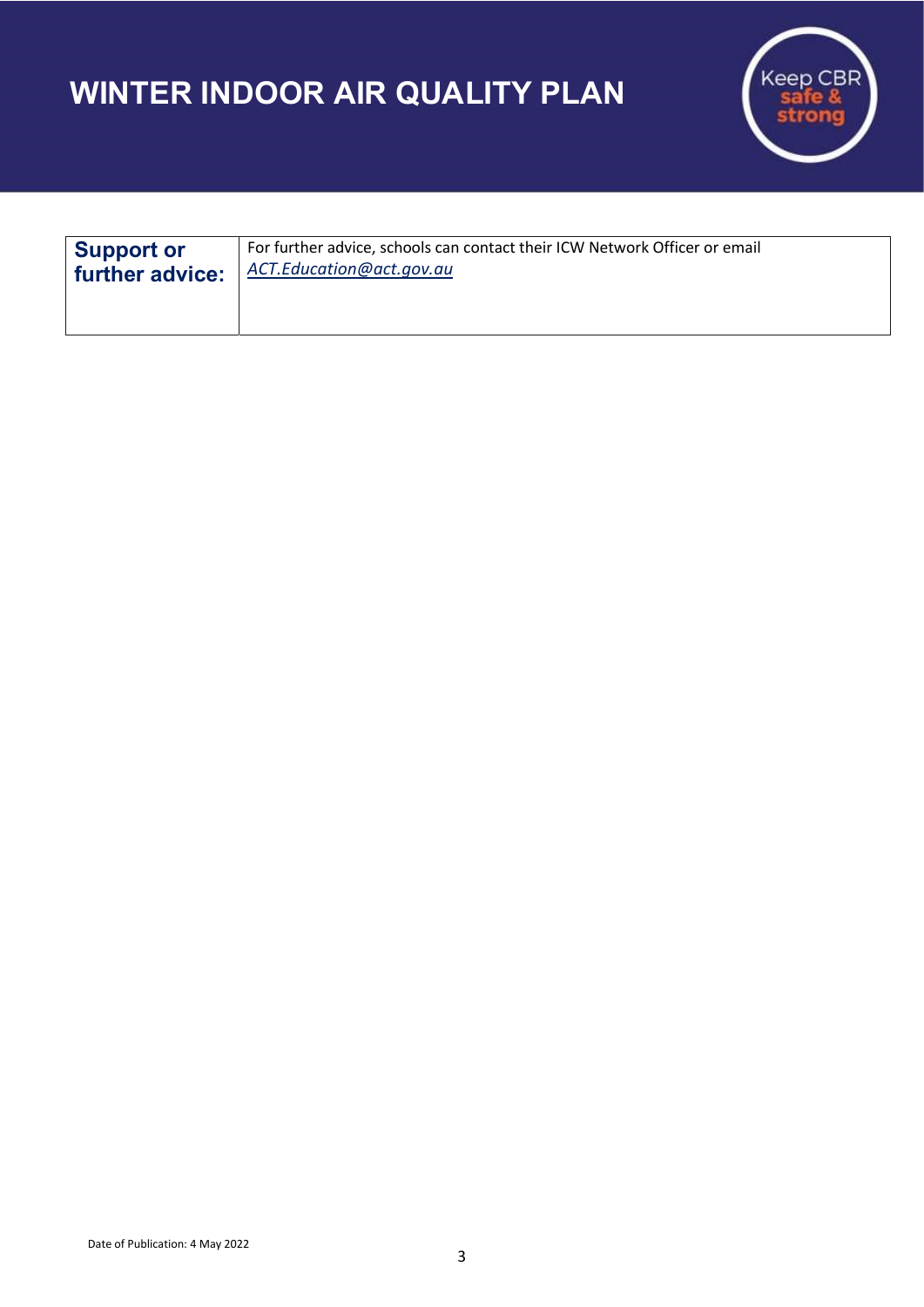| | |
|---|---|
| **Support or further advice:** | For further advice, schools can contact their ICW Network Officer or email *ACT.Education@act.gov.au* |

Date of Publication: 4 May 2022